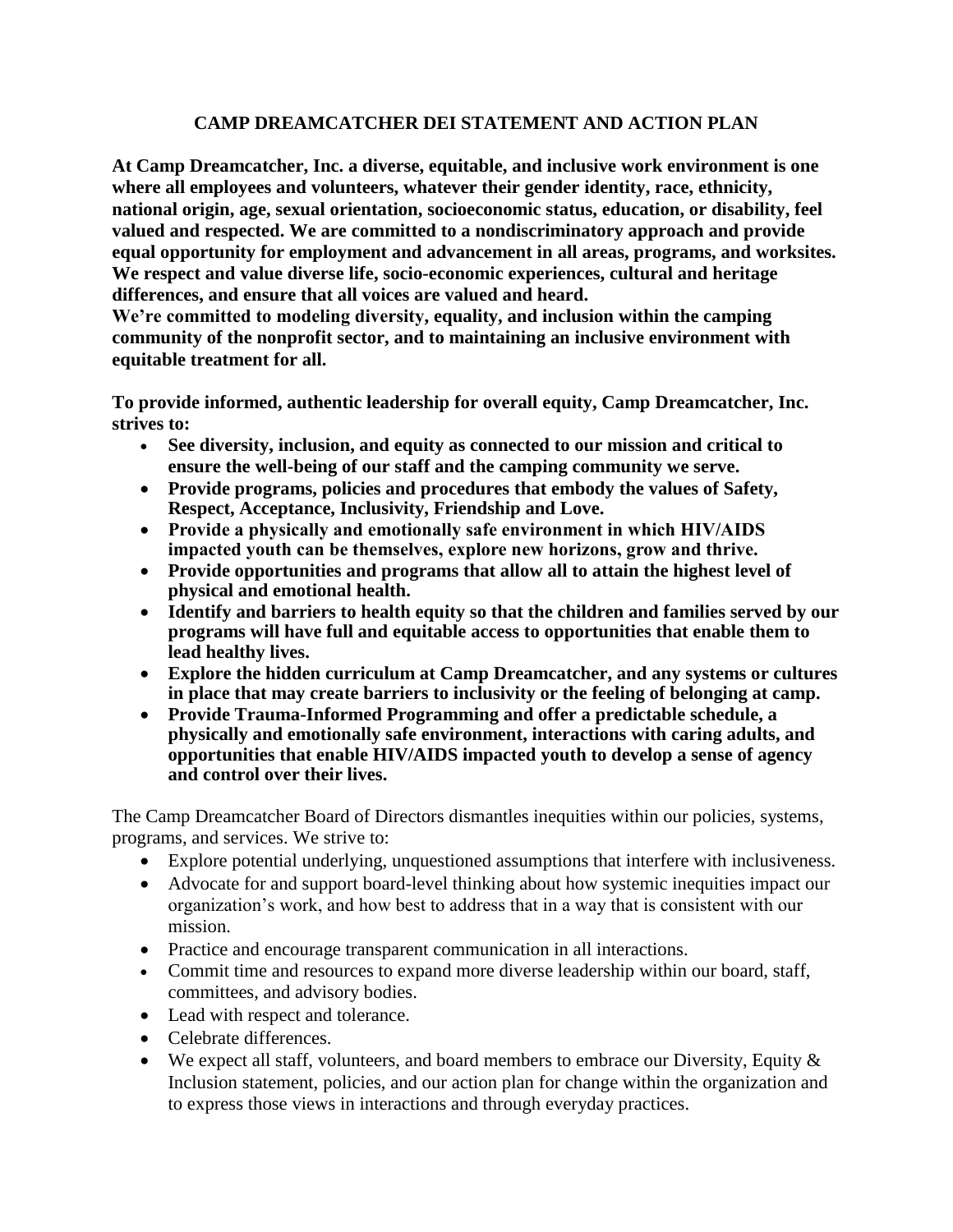# CAMP DREAMCATCHER DEI STATEMENT AND ACTION PLAN

**At Camp Dreamcatcher, Inc. a diverse, equitable, and inclusive work environment is one where all employees and volunteers, whatever their gender identity, race, ethnicity, national origin, age, sexual orientation, socioeconomic status, education, or disability, feel valued and respected. We are committed to a nondiscriminatory approach and provide equal opportunity for employment and advancement in all areas, programs, and worksites. We respect and value diverse life, socio-economic experiences, cultural and heritage differences, and ensure that all voices are valued and heard.**

**We're committed to modeling diversity, equality, and inclusion within the camping community of the nonprofit sector, and to maintaining an inclusive environment with equitable treatment for all.**

**To provide informed, authentic leadership for overall equity, Camp Dreamcatcher, Inc. strives to:**

- **See diversity, inclusion, and equity as connected to our mission and critical to ensure the well-being of our staff and the camping community we serve.**
- **Provide programs, policies and procedures that embody the values of Safety, Respect, Acceptance, Inclusivity, Friendship and Love.**
- **Provide a physically and emotionally safe environment in which HIV/AIDS impacted youth can be themselves, explore new horizons, grow and thrive.**
- **Provide opportunities and programs that allow all to attain the highest level of physical and emotional health.**
- **Identify and barriers to health equity so that the children and families served by our programs will have full and equitable access to opportunities that enable them to lead healthy lives.**
- **Explore the hidden curriculum at Camp Dreamcatcher, and any systems or cultures in place that may create barriers to inclusivity or the feeling of belonging at camp.**
- **Provide Trauma-Informed Programming and offer a predictable schedule, a physically and emotionally safe environment, interactions with caring adults, and opportunities that enable HIV/AIDS impacted youth to develop a sense of agency and control over their lives.**

The Camp Dreamcatcher Board of Directors dismantles inequities within our policies, systems, programs, and services. We strive to:

- Explore potential underlying, unquestioned assumptions that interfere with inclusiveness.
- Advocate for and support board-level thinking about how systemic inequities impact our organization's work, and how best to address that in a way that is consistent with our mission.
- Practice and encourage transparent communication in all interactions.
- Commit time and resources to expand more diverse leadership within our board, staff, committees, and advisory bodies.
- Lead with respect and tolerance.
- Celebrate differences.
- We expect all staff, volunteers, and board members to embrace our Diversity, Equity & Inclusion statement, policies, and our action plan for change within the organization and to express those views in interactions and through everyday practices.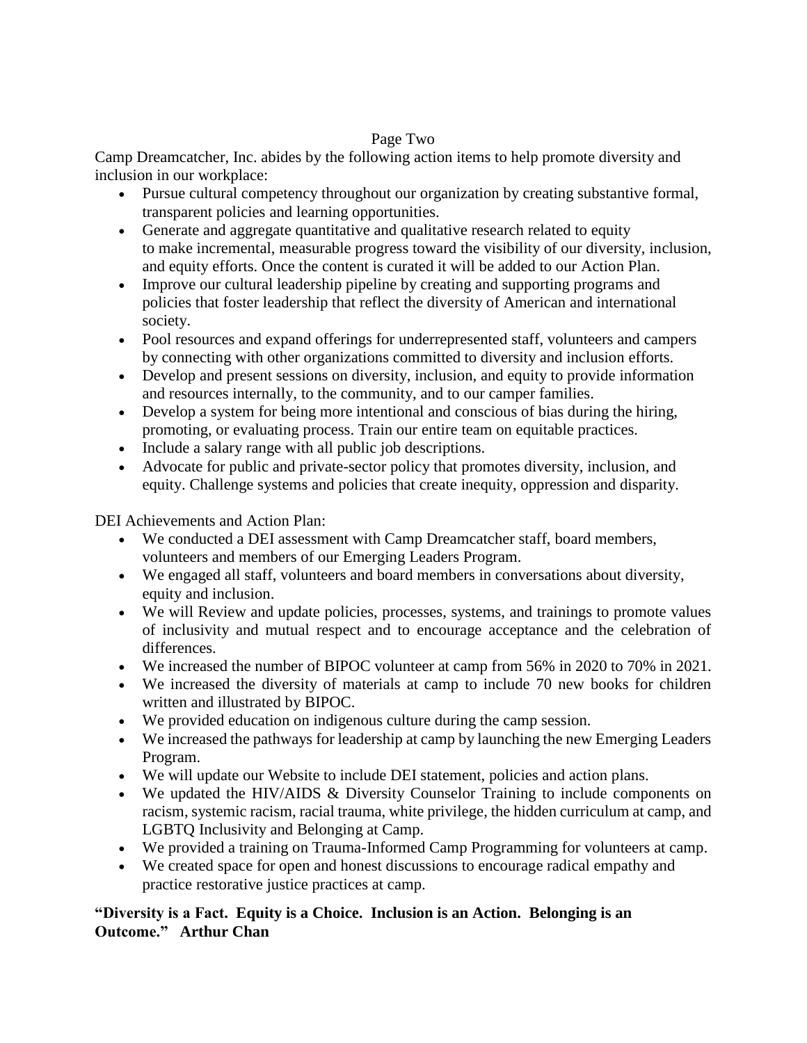Page Two

Camp Dreamcatcher, Inc. abides by the following action items to help promote diversity and inclusion in our workplace:

- Pursue cultural competency throughout our organization by creating substantive formal, transparent policies and learning opportunities.
- Generate and aggregate quantitative and qualitative research related to equity to make incremental, measurable progress toward the visibility of our diversity, inclusion, and equity efforts. Once the content is curated it will be added to our Action Plan.
- Improve our cultural leadership pipeline by creating and supporting programs and policies that foster leadership that reflect the diversity of American and international society.
- Pool resources and expand offerings for underrepresented staff, volunteers and campers by connecting with other organizations committed to diversity and inclusion efforts.
- Develop and present sessions on diversity, inclusion, and equity to provide information and resources internally, to the community, and to our camper families.
- Develop a system for being more intentional and conscious of bias during the hiring, promoting, or evaluating process. Train our entire team on equitable practices.
- Include a salary range with all public job descriptions.
- Advocate for public and private-sector policy that promotes diversity, inclusion, and equity. Challenge systems and policies that create inequity, oppression and disparity.

DEI Achievements and Action Plan:

- We conducted a DEI assessment with Camp Dreamcatcher staff, board members, volunteers and members of our Emerging Leaders Program.
- We engaged all staff, volunteers and board members in conversations about diversity, equity and inclusion.
- We will Review and update policies, processes, systems, and trainings to promote values of inclusivity and mutual respect and to encourage acceptance and the celebration of differences.
- We increased the number of BIPOC volunteer at camp from 56% in 2020 to 70% in 2021.
- We increased the diversity of materials at camp to include 70 new books for children written and illustrated by BIPOC.
- We provided education on indigenous culture during the camp session.
- We increased the pathways for leadership at camp by launching the new Emerging Leaders Program.
- We will update our Website to include DEI statement, policies and action plans.
- We updated the HIV/AIDS & Diversity Counselor Training to include components on racism, systemic racism, racial trauma, white privilege, the hidden curriculum at camp, and LGBTQ Inclusivity and Belonging at Camp.
- We provided a training on Trauma-Informed Camp Programming for volunteers at camp.
- We created space for open and honest discussions to encourage radical empathy and practice restorative justice practices at camp.

**"Diversity is a Fact. Equity is a Choice. Inclusion is an Action. Belonging is an Outcome." Arthur Chan**